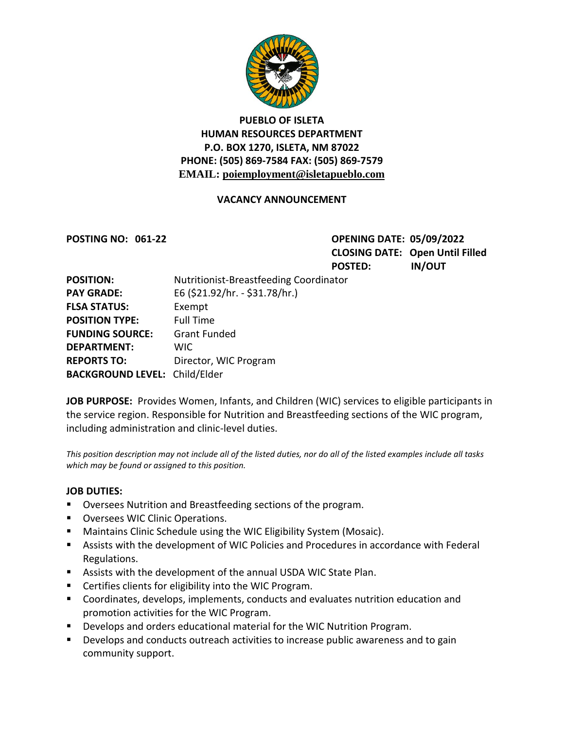**PUEBLO OF ISLETA**
**HUMAN RESOURCES DEPARTMENT**
**P.O. BOX 1270, ISLETA, NM 87022**
**PHONE: (505) 869-7584 FAX: (505) 869-7579**
**EMAIL: poiemployment@isletapueblo.com**

## VACANCY ANNOUNCEMENT

**POSTING NO: 061-22**

**OPENING DATE: 05/09/2022**
**CLOSING DATE: Open Until Filled**
**POSTED: IN/OUT**

**POSITION:** Nutritionist-Breastfeeding Coordinator
**PAY GRADE:** E6 ($21.92/hr. - $31.78/hr.)
**FLSA STATUS:** Exempt
**POSITION TYPE:** Full Time
**FUNDING SOURCE:** Grant Funded
**DEPARTMENT:** WIC
**REPORTS TO:** Director, WIC Program
**BACKGROUND LEVEL:** Child/Elder

**JOB PURPOSE:** Provides Women, Infants, and Children (WIC) services to eligible participants in the service region. Responsible for Nutrition and Breastfeeding sections of the WIC program, including administration and clinic-level duties.

*This position description may not include all of the listed duties, nor do all of the listed examples include all tasks which may be found or assigned to this position.*

**JOB DUTIES:**

- Oversees Nutrition and Breastfeeding sections of the program.
- Oversees WIC Clinic Operations.
- Maintains Clinic Schedule using the WIC Eligibility System (Mosaic).
- Assists with the development of WIC Policies and Procedures in accordance with Federal Regulations.
- Assists with the development of the annual USDA WIC State Plan.
- Certifies clients for eligibility into the WIC Program.
- Coordinates, develops, implements, conducts and evaluates nutrition education and promotion activities for the WIC Program.
- Develops and orders educational material for the WIC Nutrition Program.
- Develops and conducts outreach activities to increase public awareness and to gain community support.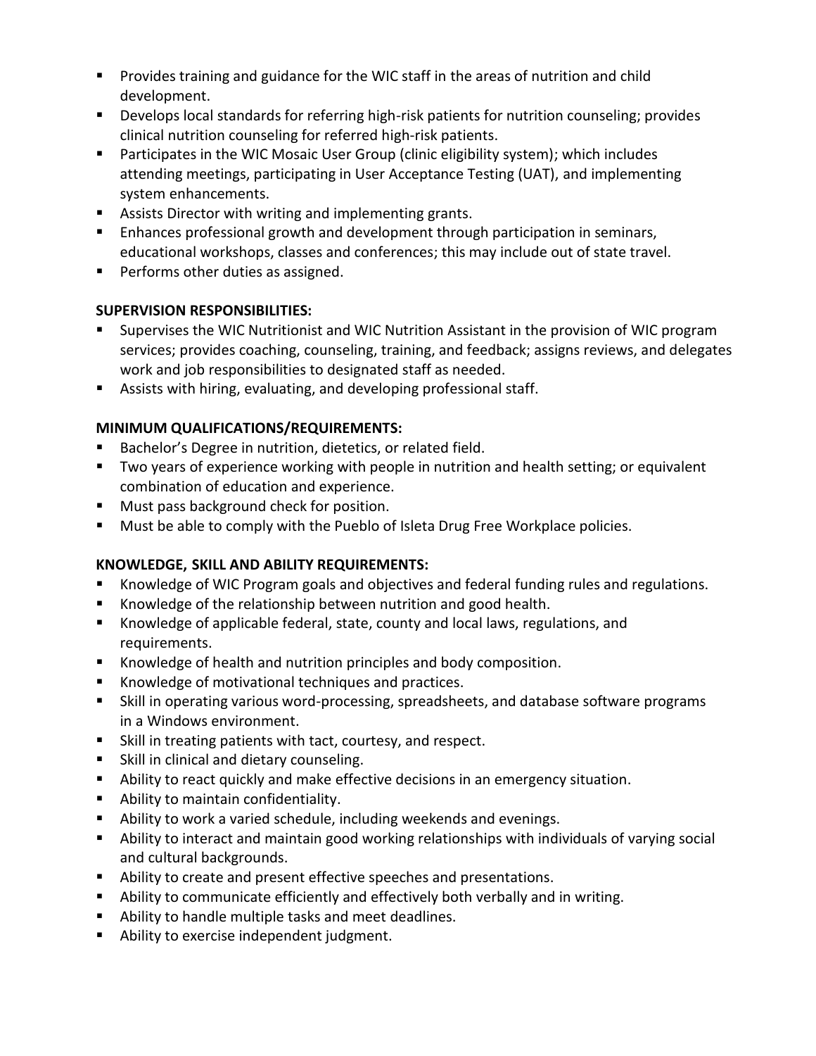- Provides training and guidance for the WIC staff in the areas of nutrition and child development.
- Develops local standards for referring high-risk patients for nutrition counseling; provides clinical nutrition counseling for referred high-risk patients.
- Participates in the WIC Mosaic User Group (clinic eligibility system); which includes attending meetings, participating in User Acceptance Testing (UAT), and implementing system enhancements.
- Assists Director with writing and implementing grants.
- Enhances professional growth and development through participation in seminars, educational workshops, classes and conferences; this may include out of state travel.
- Performs other duties as assigned.

**SUPERVISION RESPONSIBILITIES:**

- Supervises the WIC Nutritionist and WIC Nutrition Assistant in the provision of WIC program services; provides coaching, counseling, training, and feedback; assigns reviews, and delegates work and job responsibilities to designated staff as needed.
- Assists with hiring, evaluating, and developing professional staff.

**MINIMUM QUALIFICATIONS/REQUIREMENTS:**

- Bachelor's Degree in nutrition, dietetics, or related field.
- Two years of experience working with people in nutrition and health setting; or equivalent combination of education and experience.
- Must pass background check for position.
- Must be able to comply with the Pueblo of Isleta Drug Free Workplace policies.

**KNOWLEDGE, SKILL AND ABILITY REQUIREMENTS:**

- Knowledge of WIC Program goals and objectives and federal funding rules and regulations.
- Knowledge of the relationship between nutrition and good health.
- Knowledge of applicable federal, state, county and local laws, regulations, and requirements.
- Knowledge of health and nutrition principles and body composition.
- Knowledge of motivational techniques and practices.
- Skill in operating various word-processing, spreadsheets, and database software programs in a Windows environment.
- Skill in treating patients with tact, courtesy, and respect.
- Skill in clinical and dietary counseling.
- Ability to react quickly and make effective decisions in an emergency situation.
- Ability to maintain confidentiality.
- Ability to work a varied schedule, including weekends and evenings.
- Ability to interact and maintain good working relationships with individuals of varying social and cultural backgrounds.
- Ability to create and present effective speeches and presentations.
- Ability to communicate efficiently and effectively both verbally and in writing.
- Ability to handle multiple tasks and meet deadlines.
- Ability to exercise independent judgment.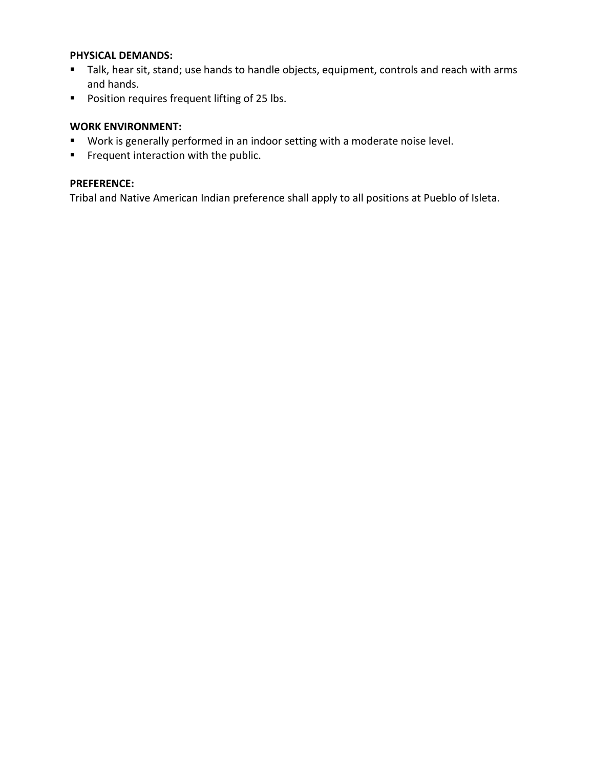**PHYSICAL DEMANDS:**

- Talk, hear sit, stand; use hands to handle objects, equipment, controls and reach with arms and hands.
- Position requires frequent lifting of 25 lbs.

**WORK ENVIRONMENT:**

- Work is generally performed in an indoor setting with a moderate noise level.
- Frequent interaction with the public.

**PREFERENCE:**

Tribal and Native American Indian preference shall apply to all positions at Pueblo of Isleta.